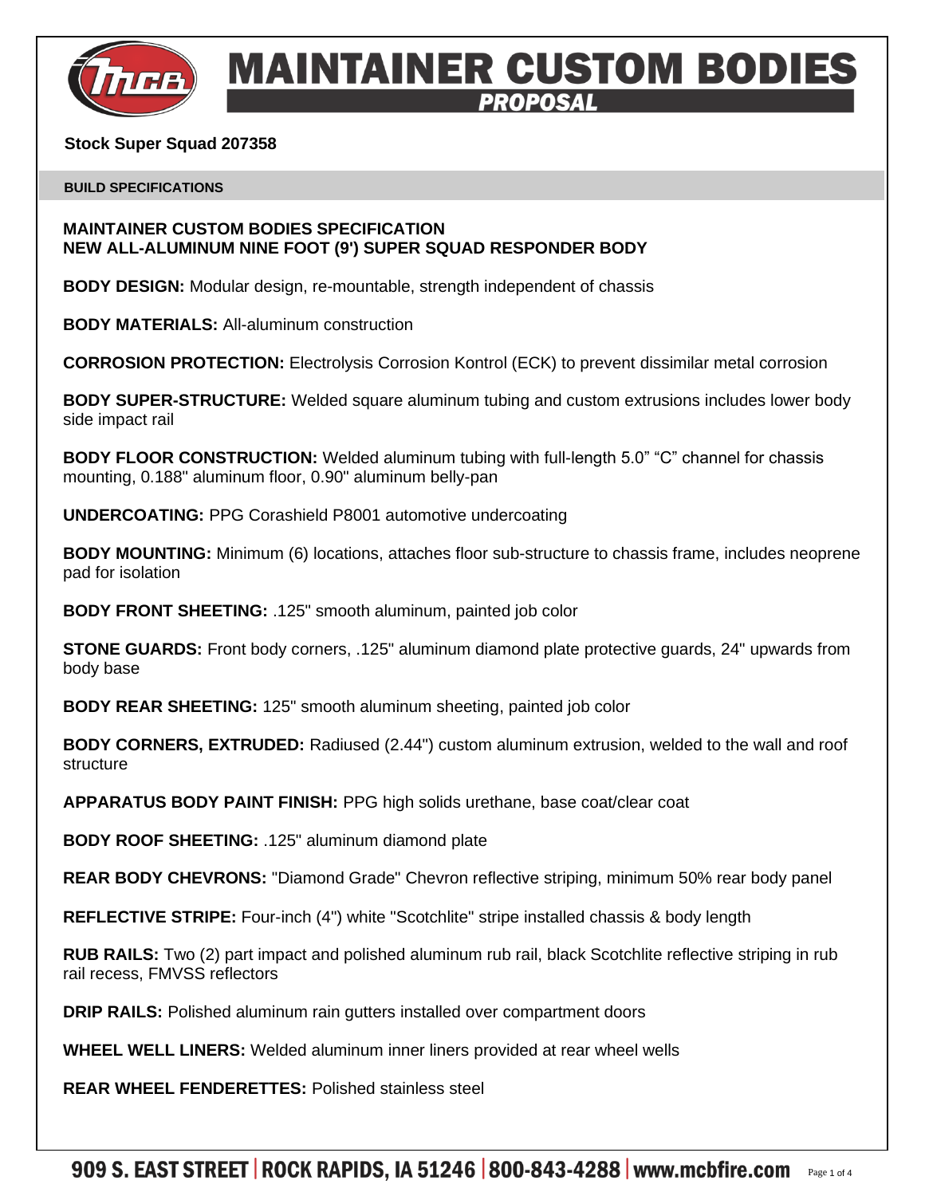# MAINTAINER CUSTOM BODIES

## PROPOSAL

**Stock Super Squad 207358**

**BUILD SPECIFICATIONS**

**MAINTAINER CUSTOM BODIES SPECIFICATION**
**NEW ALL-ALUMINUM NINE FOOT (9') SUPER SQUAD RESPONDER BODY**

**BODY DESIGN:** Modular design, re-mountable, strength independent of chassis

**BODY MATERIALS:** All-aluminum construction

**CORROSION PROTECTION:** Electrolysis Corrosion Kontrol (ECK) to prevent dissimilar metal corrosion

**BODY SUPER-STRUCTURE:** Welded square aluminum tubing and custom extrusions includes lower body side impact rail

**BODY FLOOR CONSTRUCTION:** Welded aluminum tubing with full-length 5.0" "C" channel for chassis mounting, 0.188" aluminum floor, 0.90" aluminum belly-pan

**UNDERCOATING:** PPG Corashield P8001 automotive undercoating

**BODY MOUNTING:** Minimum (6) locations, attaches floor sub-structure to chassis frame, includes neoprene pad for isolation

**BODY FRONT SHEETING:** .125" smooth aluminum, painted job color

**STONE GUARDS:** Front body corners, .125" aluminum diamond plate protective guards, 24" upwards from body base

**BODY REAR SHEETING:** 125" smooth aluminum sheeting, painted job color

**BODY CORNERS, EXTRUDED:** Radiused (2.44") custom aluminum extrusion, welded to the wall and roof structure

**APPARATUS BODY PAINT FINISH:** PPG high solids urethane, base coat/clear coat

**BODY ROOF SHEETING:** .125" aluminum diamond plate

**REAR BODY CHEVRONS:** "Diamond Grade" Chevron reflective striping, minimum 50% rear body panel

**REFLECTIVE STRIPE:** Four-inch (4") white "Scotchlite" stripe installed chassis & body length

**RUB RAILS:** Two (2) part impact and polished aluminum rub rail, black Scotchlite reflective striping in rub rail recess, FMVSS reflectors

**DRIP RAILS:** Polished aluminum rain gutters installed over compartment doors

**WHEEL WELL LINERS:** Welded aluminum inner liners provided at rear wheel wells

**REAR WHEEL FENDERETTES:** Polished stainless steel

909 S. EAST STREET | ROCK RAPIDS, IA 51246 | 800-843-4288 | www.mcbfire.com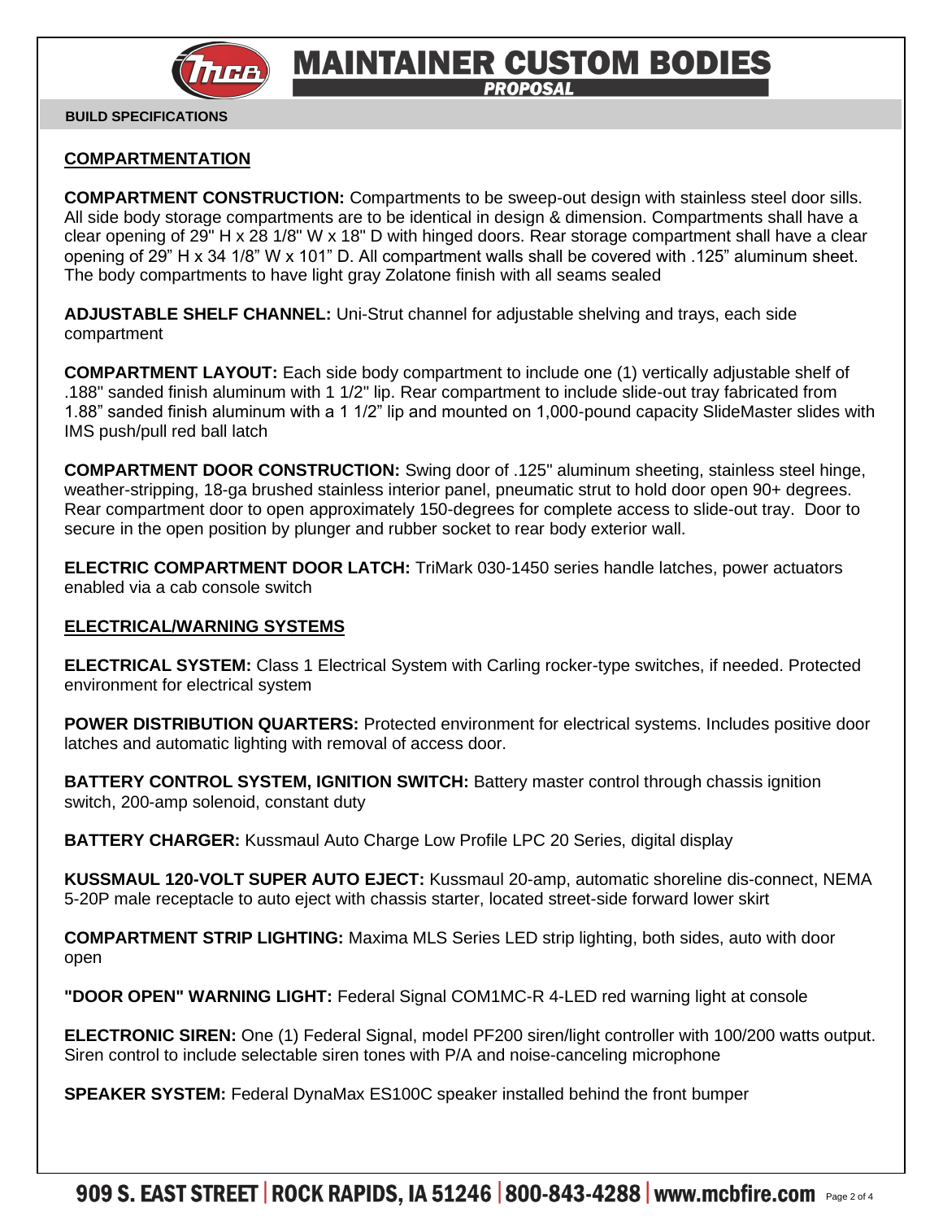# MAINTAINER CUSTOM BODIES

**PROPOSAL**

**BUILD SPECIFICATIONS**

## COMPARTMENTATION

**COMPARTMENT CONSTRUCTION:** Compartments to be sweep-out design with stainless steel door sills. All side body storage compartments are to be identical in design & dimension. Compartments shall have a clear opening of 29" H x 28 1/8" W x 18" D with hinged doors. Rear storage compartment shall have a clear opening of 29" H x 34 1/8" W x 101" D. All compartment walls shall be covered with .125" aluminum sheet. The body compartments to have light gray Zolatone finish with all seams sealed

**ADJUSTABLE SHELF CHANNEL:** Uni-Strut channel for adjustable shelving and trays, each side compartment

**COMPARTMENT LAYOUT:** Each side body compartment to include one (1) vertically adjustable shelf of .188" sanded finish aluminum with 1 1/2" lip. Rear compartment to include slide-out tray fabricated from 1.88" sanded finish aluminum with a 1 1/2" lip and mounted on 1,000-pound capacity SlideMaster slides with IMS push/pull red ball latch

**COMPARTMENT DOOR CONSTRUCTION:** Swing door of .125" aluminum sheeting, stainless steel hinge, weather-stripping, 18-ga brushed stainless interior panel, pneumatic strut to hold door open 90+ degrees. Rear compartment door to open approximately 150-degrees for complete access to slide-out tray. Door to secure in the open position by plunger and rubber socket to rear body exterior wall.

**ELECTRIC COMPARTMENT DOOR LATCH:** TriMark 030-1450 series handle latches, power actuators enabled via a cab console switch

## ELECTRICAL/WARNING SYSTEMS

**ELECTRICAL SYSTEM:** Class 1 Electrical System with Carling rocker-type switches, if needed. Protected environment for electrical system

**POWER DISTRIBUTION QUARTERS:** Protected environment for electrical systems. Includes positive door latches and automatic lighting with removal of access door.

**BATTERY CONTROL SYSTEM, IGNITION SWITCH:** Battery master control through chassis ignition switch, 200-amp solenoid, constant duty

**BATTERY CHARGER:** Kussmaul Auto Charge Low Profile LPC 20 Series, digital display

**KUSSMAUL 120-VOLT SUPER AUTO EJECT:** Kussmaul 20-amp, automatic shoreline dis-connect, NEMA 5-20P male receptacle to auto eject with chassis starter, located street-side forward lower skirt

**COMPARTMENT STRIP LIGHTING:** Maxima MLS Series LED strip lighting, both sides, auto with door open

**"DOOR OPEN" WARNING LIGHT:** Federal Signal COM1MC-R 4-LED red warning light at console

**ELECTRONIC SIREN:** One (1) Federal Signal, model PF200 siren/light controller with 100/200 watts output. Siren control to include selectable siren tones with P/A and noise-canceling microphone

**SPEAKER SYSTEM:** Federal DynaMax ES100C speaker installed behind the front bumper

909 S. EAST STREET | ROCK RAPIDS, IA 51246 | 800-843-4288 | www.mcbfire.com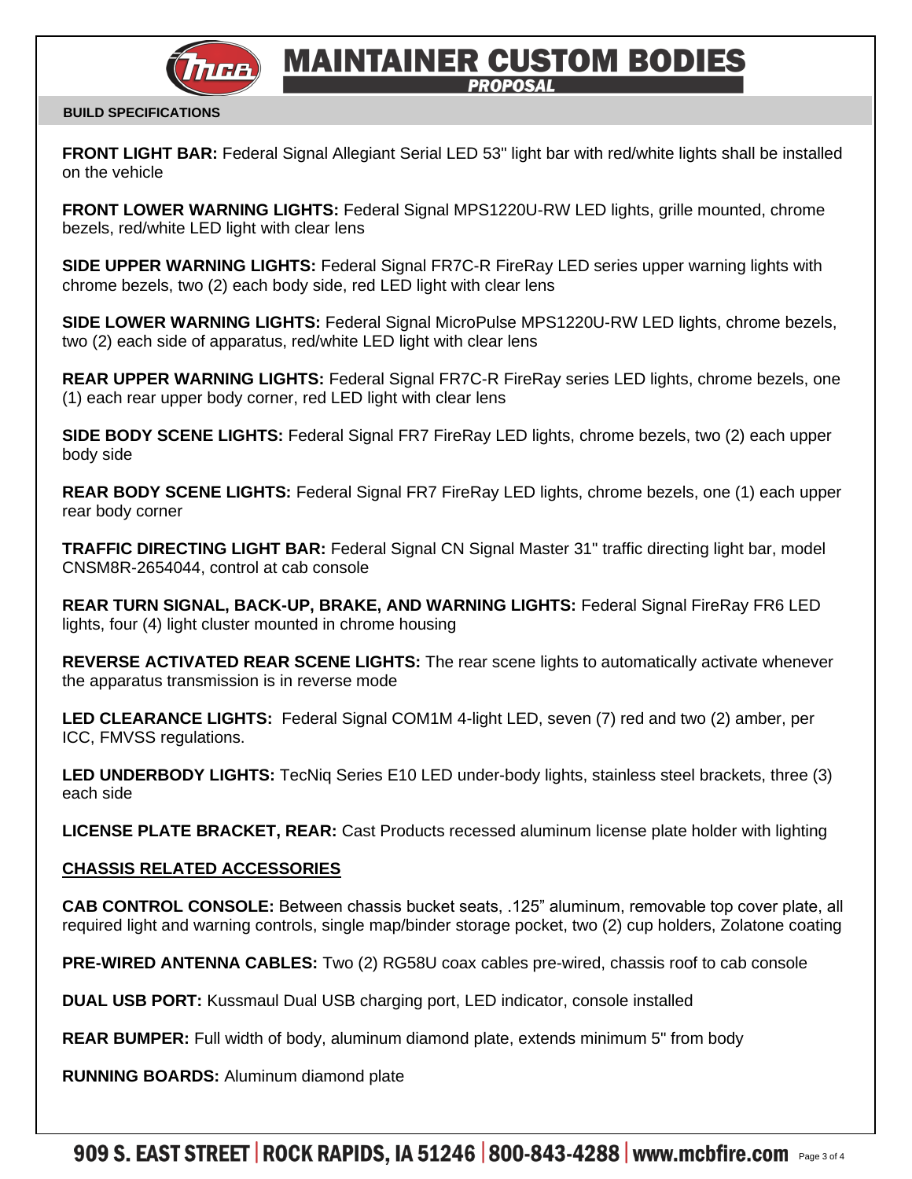# MAINTAINER CUSTOM BODIES

**PROPOSAL**

**BUILD SPECIFICATIONS**

**FRONT LIGHT BAR:** Federal Signal Allegiant Serial LED 53" light bar with red/white lights shall be installed on the vehicle

**FRONT LOWER WARNING LIGHTS:** Federal Signal MPS1220U-RW LED lights, grille mounted, chrome bezels, red/white LED light with clear lens

**SIDE UPPER WARNING LIGHTS:** Federal Signal FR7C-R FireRay LED series upper warning lights with chrome bezels, two (2) each body side, red LED light with clear lens

**SIDE LOWER WARNING LIGHTS:** Federal Signal MicroPulse MPS1220U-RW LED lights, chrome bezels, two (2) each side of apparatus, red/white LED light with clear lens

**REAR UPPER WARNING LIGHTS:** Federal Signal FR7C-R FireRay series LED lights, chrome bezels, one (1) each rear upper body corner, red LED light with clear lens

**SIDE BODY SCENE LIGHTS:** Federal Signal FR7 FireRay LED lights, chrome bezels, two (2) each upper body side

**REAR BODY SCENE LIGHTS:** Federal Signal FR7 FireRay LED lights, chrome bezels, one (1) each upper rear body corner

**TRAFFIC DIRECTING LIGHT BAR:** Federal Signal CN Signal Master 31" traffic directing light bar, model CNSM8R-2654044, control at cab console

**REAR TURN SIGNAL, BACK-UP, BRAKE, AND WARNING LIGHTS:** Federal Signal FireRay FR6 LED lights, four (4) light cluster mounted in chrome housing

**REVERSE ACTIVATED REAR SCENE LIGHTS:** The rear scene lights to automatically activate whenever the apparatus transmission is in reverse mode

**LED CLEARANCE LIGHTS:** Federal Signal COM1M 4-light LED, seven (7) red and two (2) amber, per ICC, FMVSS regulations.

**LED UNDERBODY LIGHTS:** TecNiq Series E10 LED under-body lights, stainless steel brackets, three (3) each side

**LICENSE PLATE BRACKET, REAR:** Cast Products recessed aluminum license plate holder with lighting

## CHASSIS RELATED ACCESSORIES

**CAB CONTROL CONSOLE:** Between chassis bucket seats, .125" aluminum, removable top cover plate, all required light and warning controls, single map/binder storage pocket, two (2) cup holders, Zolatone coating

**PRE-WIRED ANTENNA CABLES:** Two (2) RG58U coax cables pre-wired, chassis roof to cab console

**DUAL USB PORT:** Kussmaul Dual USB charging port, LED indicator, console installed

**REAR BUMPER:** Full width of body, aluminum diamond plate, extends minimum 5" from body

**RUNNING BOARDS:** Aluminum diamond plate

909 S. EAST STREET | ROCK RAPIDS, IA 51246 | 800-843-4288 | www.mcbfire.com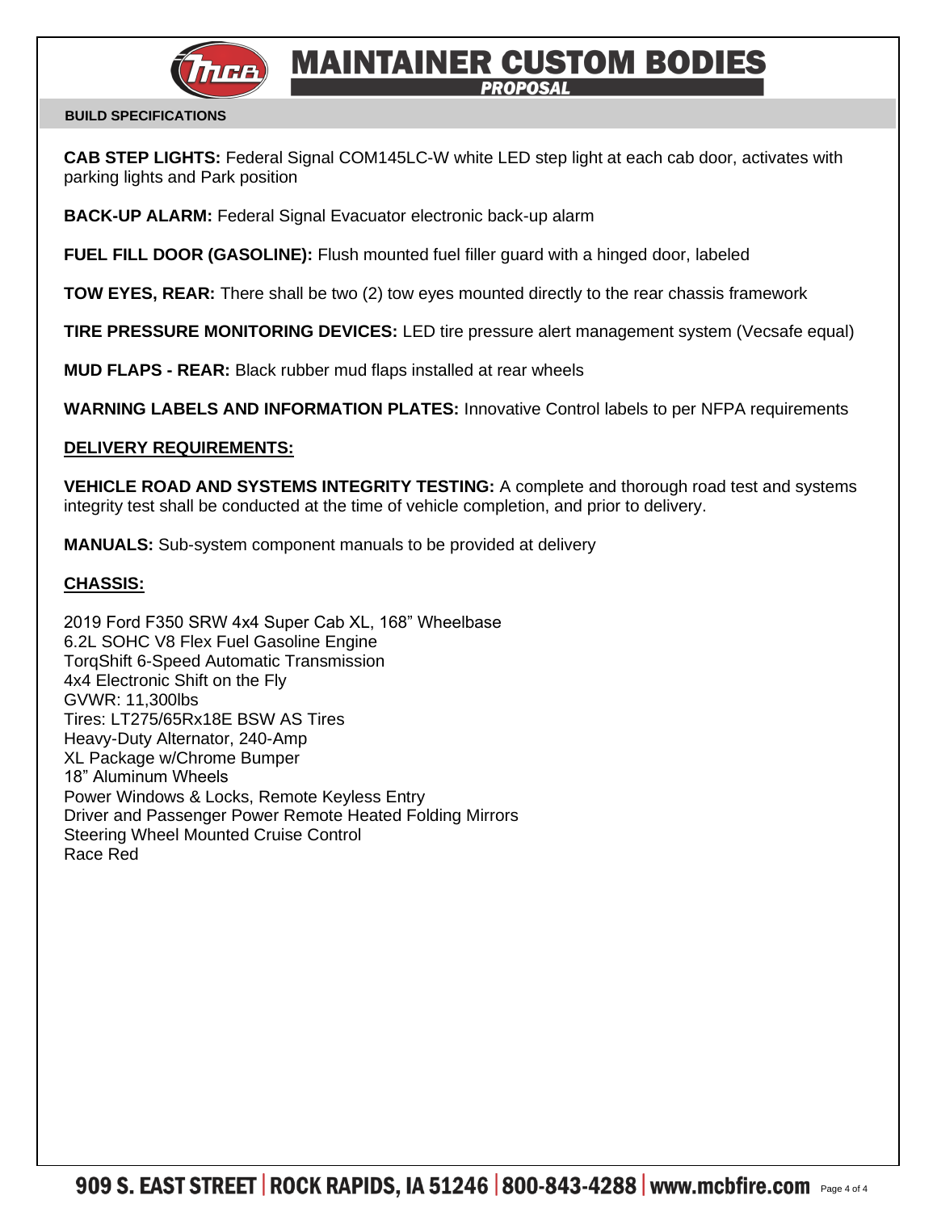**BUILD SPECIFICATIONS**

**CAB STEP LIGHTS:** Federal Signal COM145LC-W white LED step light at each cab door, activates with parking lights and Park position

**BACK-UP ALARM:** Federal Signal Evacuator electronic back-up alarm

**FUEL FILL DOOR (GASOLINE):** Flush mounted fuel filler guard with a hinged door, labeled

**TOW EYES, REAR:** There shall be two (2) tow eyes mounted directly to the rear chassis framework

**TIRE PRESSURE MONITORING DEVICES:** LED tire pressure alert management system (Vecsafe equal)

**MUD FLAPS - REAR:** Black rubber mud flaps installed at rear wheels

**WARNING LABELS AND INFORMATION PLATES:** Innovative Control labels to per NFPA requirements

## DELIVERY REQUIREMENTS:

**VEHICLE ROAD AND SYSTEMS INTEGRITY TESTING:** A complete and thorough road test and systems integrity test shall be conducted at the time of vehicle completion, and prior to delivery.

**MANUALS:** Sub-system component manuals to be provided at delivery

## CHASSIS:

2019 Ford F350 SRW 4x4 Super Cab XL, 168" Wheelbase
6.2L SOHC V8 Flex Fuel Gasoline Engine
TorqShift 6-Speed Automatic Transmission
4x4 Electronic Shift on the Fly
GVWR: 11,300lbs
Tires: LT275/65Rx18E BSW AS Tires
Heavy-Duty Alternator, 240-Amp
XL Package w/Chrome Bumper
18" Aluminum Wheels
Power Windows & Locks, Remote Keyless Entry
Driver and Passenger Power Remote Heated Folding Mirrors
Steering Wheel Mounted Cruise Control
Race Red